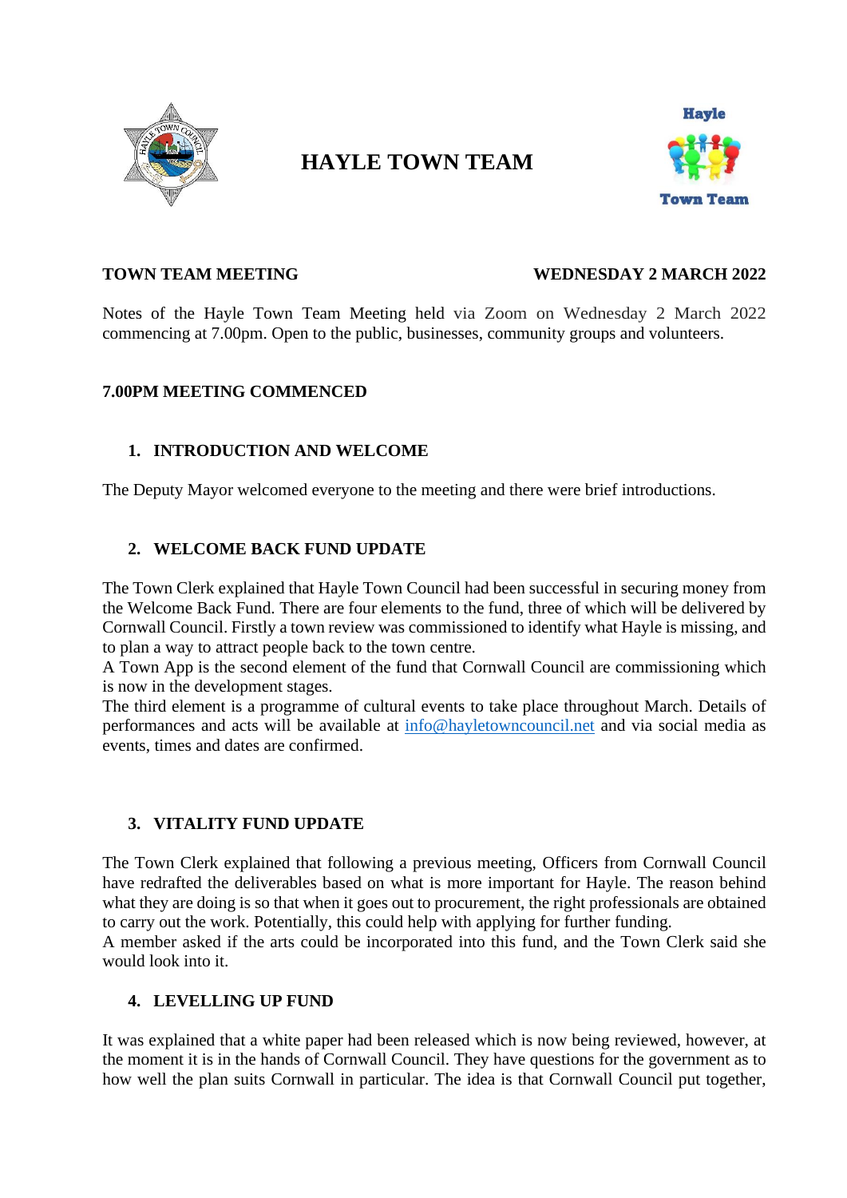# HAYLE TOWN TEAM

**TOWN TEAM MEETING** **WEDNESDAY 2 MARCH 2022**

Notes of the Hayle Town Team Meeting held via Zoom on Wednesday 2 March 2022 commencing at 7.00pm. Open to the public, businesses, community groups and volunteers.

**7.00PM MEETING COMMENCED**

## 1. INTRODUCTION AND WELCOME

The Deputy Mayor welcomed everyone to the meeting and there were brief introductions.

## 2. WELCOME BACK FUND UPDATE

The Town Clerk explained that Hayle Town Council had been successful in securing money from the Welcome Back Fund. There are four elements to the fund, three of which will be delivered by Cornwall Council. Firstly a town review was commissioned to identify what Hayle is missing, and to plan a way to attract people back to the town centre.
A Town App is the second element of the fund that Cornwall Council are commissioning which is now in the development stages.
The third element is a programme of cultural events to take place throughout March. Details of performances and acts will be available at info@hayletowncouncil.net and via social media as events, times and dates are confirmed.

## 3. VITALITY FUND UPDATE

The Town Clerk explained that following a previous meeting, Officers from Cornwall Council have redrafted the deliverables based on what is more important for Hayle. The reason behind what they are doing is so that when it goes out to procurement, the right professionals are obtained to carry out the work. Potentially, this could help with applying for further funding.
A member asked if the arts could be incorporated into this fund, and the Town Clerk said she would look into it.

## 4. LEVELLING UP FUND

It was explained that a white paper had been released which is now being reviewed, however, at the moment it is in the hands of Cornwall Council. They have questions for the government as to how well the plan suits Cornwall in particular. The idea is that Cornwall Council put together,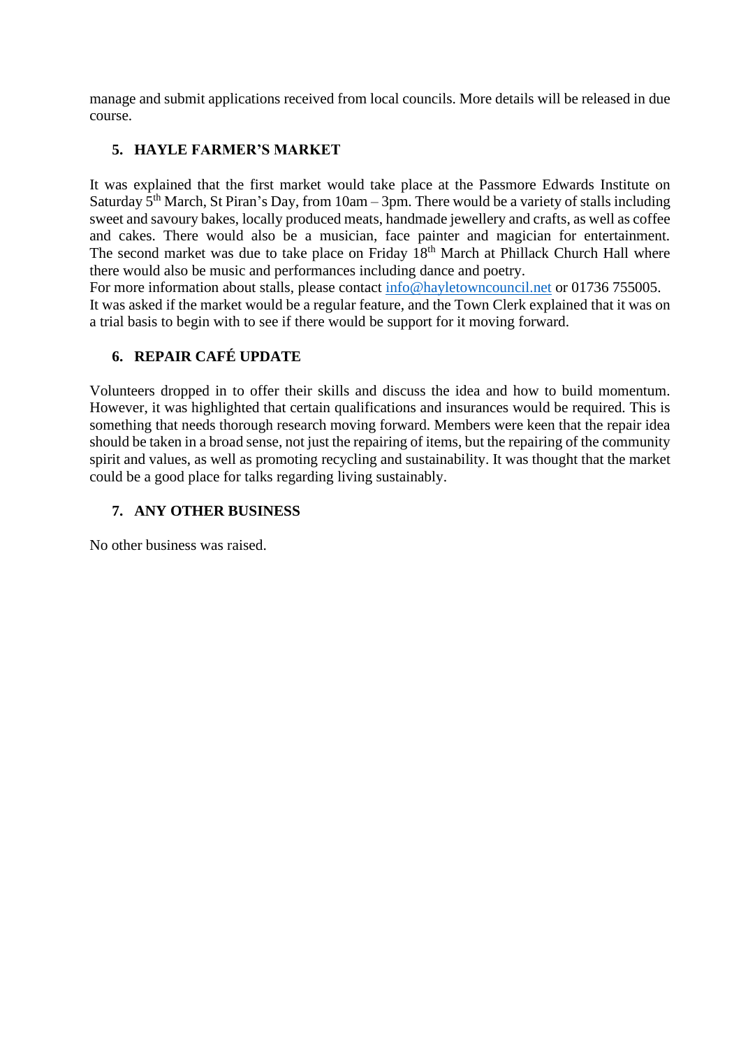manage and submit applications received from local councils. More details will be released in due course.

## 5. HAYLE FARMER'S MARKET

It was explained that the first market would take place at the Passmore Edwards Institute on Saturday 5th March, St Piran's Day, from 10am – 3pm. There would be a variety of stalls including sweet and savoury bakes, locally produced meats, handmade jewellery and crafts, as well as coffee and cakes. There would also be a musician, face painter and magician for entertainment. The second market was due to take place on Friday 18th March at Phillack Church Hall where there would also be music and performances including dance and poetry.
For more information about stalls, please contact info@hayletowncouncil.net or 01736 755005.
It was asked if the market would be a regular feature, and the Town Clerk explained that it was on a trial basis to begin with to see if there would be support for it moving forward.

## 6. REPAIR CAFÉ UPDATE

Volunteers dropped in to offer their skills and discuss the idea and how to build momentum. However, it was highlighted that certain qualifications and insurances would be required. This is something that needs thorough research moving forward. Members were keen that the repair idea should be taken in a broad sense, not just the repairing of items, but the repairing of the community spirit and values, as well as promoting recycling and sustainability. It was thought that the market could be a good place for talks regarding living sustainably.

## 7. ANY OTHER BUSINESS

No other business was raised.